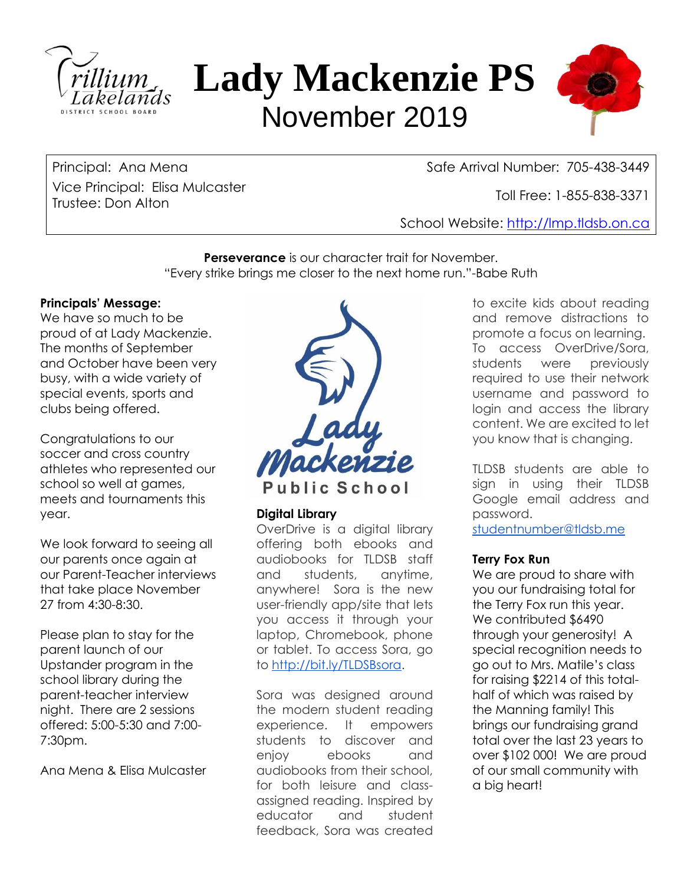# Lady Mackenzie PS

## November 2019

Principal: Ana Mena
Vice Principal: Elisa Mulcaster
Trustee: Don Alton

Safe Arrival Number: 705-438-3449
Toll Free: 1-855-838-3371
School Website: http://lmp.tldsb.on.ca

**Perseverance** is our character trait for November.
"Every strike brings me closer to the next home run."-Babe Ruth

**Principals' Message:**
We have so much to be proud of at Lady Mackenzie. The months of September and October have been very busy, with a wide variety of special events, sports and clubs being offered.

Congratulations to our soccer and cross country athletes who represented our school so well at games, meets and tournaments this year.

We look forward to seeing all our parents once again at our Parent-Teacher interviews that take place November 27 from 4:30-8:30.

Please plan to stay for the parent launch of our Upstander program in the school library during the parent-teacher interview night. There are 2 sessions offered: 5:00-5:30 and 7:00-7:30pm.

Ana Mena & Elisa Mulcaster

**Digital Library**
OverDrive is a digital library offering both ebooks and audiobooks for TLDSB staff and students, anytime, anywhere! Sora is the new user-friendly app/site that lets you access it through your laptop, Chromebook, phone or tablet. To access Sora, go to http://bit.ly/TLDSBsora.

Sora was designed around the modern student reading experience. It empowers students to discover and enjoy ebooks and audiobooks from their school, for both leisure and class-assigned reading. Inspired by educator and student feedback, Sora was created to excite kids about reading and remove distractions to promote a focus on learning. To access OverDrive/Sora, students were previously required to use their network username and password to login and access the library content. We are excited to let you know that is changing.

TLDSB students are able to sign in using their TLDSB Google email address and password.
studentnumber@tldsb.me

**Terry Fox Run**
We are proud to share with you our fundraising total for the Terry Fox run this year. We contributed $6490 through your generosity! A special recognition needs to go out to Mrs. Matile's class for raising $2214 of this total- half of which was raised by the Manning family! This brings our fundraising grand total over the last 23 years to over $102 000! We are proud of our small community with a big heart!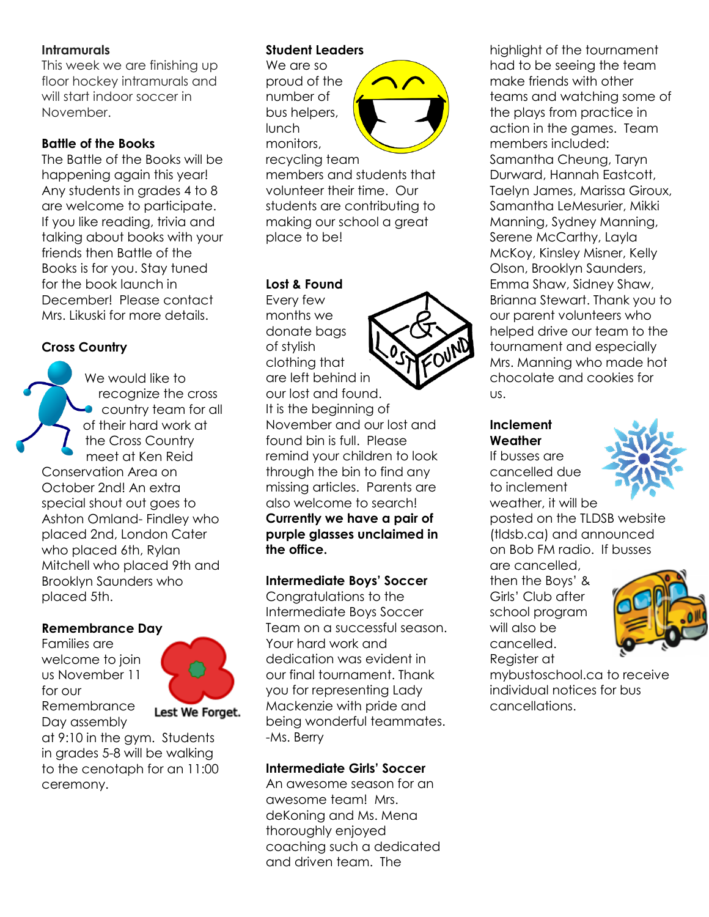**Intramurals**

This week we are finishing up floor hockey intramurals and will start indoor soccer in November.

**Battle of the Books**

The Battle of the Books will be happening again this year! Any students in grades 4 to 8 are welcome to participate. If you like reading, trivia and talking about books with your friends then Battle of the Books is for you. Stay tuned for the book launch in December! Please contact Mrs. Likuski for more details.

**Cross Country**

We would like to recognize the cross country team for all of their hard work at the Cross Country meet at Ken Reid Conservation Area on October 2nd! An extra special shout out goes to Ashton Omland- Findley who placed 2nd, London Cater who placed 6th, Rylan Mitchell who placed 9th and Brooklyn Saunders who placed 5th.

**Remembrance Day**

Families are welcome to join us November 11 for our Remembrance Day assembly at 9:10 in the gym. Students in grades 5-8 will be walking to the cenotaph for an 11:00 ceremony.

Lest We Forget.

**Student Leaders**

We are so proud of the number of bus helpers, lunch monitors, recycling team members and students that volunteer their time. Our students are contributing to making our school a great place to be!

**Lost & Found**

Every few months we donate bags of stylish clothing that are left behind in our lost and found. It is the beginning of November and our lost and found bin is full. Please remind your children to look through the bin to find any missing articles. Parents are also welcome to search! **Currently we have a pair of purple glasses unclaimed in the office.**

**Intermediate Boys' Soccer**

Congratulations to the Intermediate Boys Soccer Team on a successful season. Your hard work and dedication was evident in our final tournament. Thank you for representing Lady Mackenzie with pride and being wonderful teammates. -Ms. Berry

**Intermediate Girls' Soccer**

An awesome season for an awesome team! Mrs. deKoning and Ms. Mena thoroughly enjoyed coaching such a dedicated and driven team. The highlight of the tournament had to be seeing the team make friends with other teams and watching some of the plays from practice in action in the games. Team members included: Samantha Cheung, Taryn Durward, Hannah Eastcott, Taelyn James, Marissa Giroux, Samantha LeMesurier, Mikki Manning, Sydney Manning, Serene McCarthy, Layla McKoy, Kinsley Misner, Kelly Olson, Brooklyn Saunders, Emma Shaw, Sidney Shaw, Brianna Stewart. Thank you to our parent volunteers who helped drive our team to the tournament and especially Mrs. Manning who made hot chocolate and cookies for us.

**Inclement Weather**

If busses are cancelled due to inclement weather, it will be posted on the TLDSB website (tldsb.ca) and announced on Bob FM radio. If busses are cancelled, then the Boys' & Girls' Club after school program will also be cancelled. Register at mybustoschool.ca to receive individual notices for bus cancellations.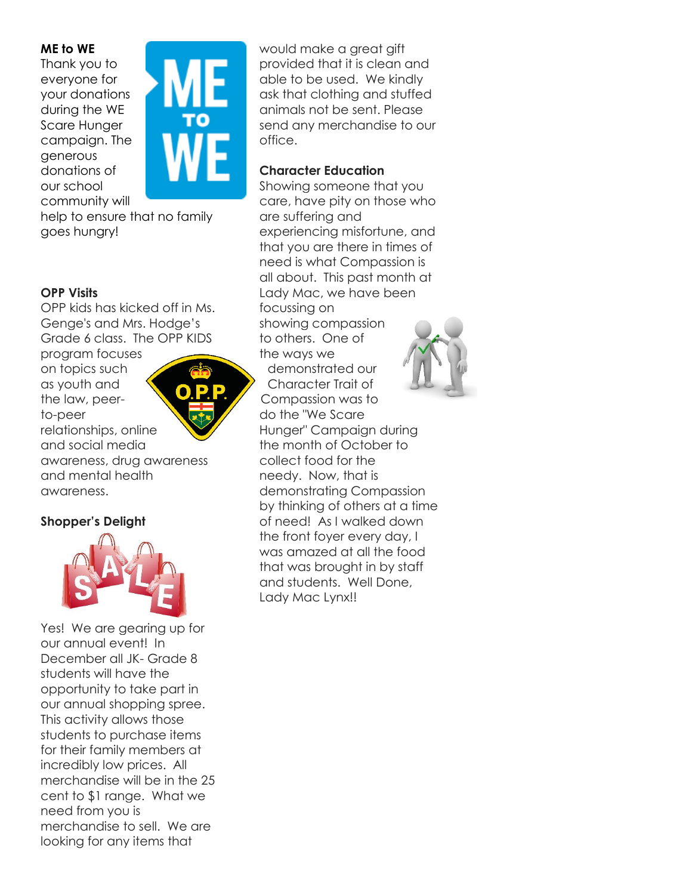**ME to WE**

Thank you to everyone for your donations during the WE Scare Hunger campaign. The generous donations of our school community will help to ensure that no family goes hungry!

**OPP Visits**

OPP kids has kicked off in Ms. Genge's and Mrs. Hodge's Grade 6 class. The OPP KIDS program focuses on topics such as youth and the law, peer-to-peer relationships, online and social media awareness, drug awareness and mental health awareness.

**Shopper's Delight**

Yes! We are gearing up for our annual event! In December all JK- Grade 8 students will have the opportunity to take part in our annual shopping spree. This activity allows those students to purchase items for their family members at incredibly low prices. All merchandise will be in the 25 cent to $1 range. What we need from you is merchandise to sell. We are looking for any items that would make a great gift provided that it is clean and able to be used. We kindly ask that clothing and stuffed animals not be sent. Please send any merchandise to our office.

**Character Education**

Showing someone that you care, have pity on those who are suffering and experiencing misfortune, and that you are there in times of need is what Compassion is all about. This past month at Lady Mac, we have been focussing on showing compassion to others. One of the ways we demonstrated our Character Trait of Compassion was to do the "We Scare Hunger" Campaign during the month of October to collect food for the needy. Now, that is demonstrating Compassion by thinking of others at a time of need! As I walked down the front foyer every day, I was amazed at all the food that was brought in by staff and students. Well Done, Lady Mac Lynx!!